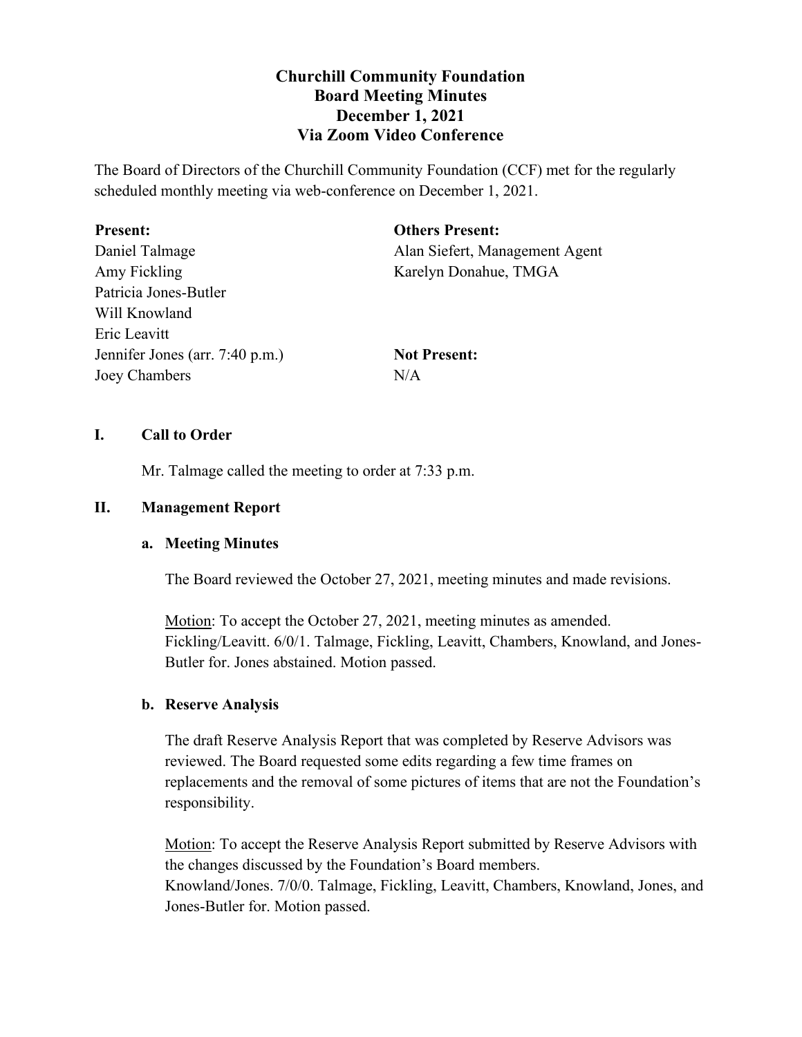# Churchill Community Foundation
## Board Meeting Minutes
## December 1, 2021
## Via Zoom Video Conference

The Board of Directors of the Churchill Community Foundation (CCF) met for the regularly scheduled monthly meeting via web-conference on December 1, 2021.

**Present:**
Daniel Talmage
Amy Fickling
Patricia Jones-Butler
Will Knowland
Eric Leavitt
Jennifer Jones (arr. 7:40 p.m.)
Joey Chambers

**Others Present:**
Alan Siefert, Management Agent
Karelyn Donahue, TMGA

**Not Present:**
N/A

### I. Call to Order

Mr. Talmage called the meeting to order at 7:33 p.m.

### II. Management Report

#### a. Meeting Minutes

The Board reviewed the October 27, 2021, meeting minutes and made revisions.

Motion: To accept the October 27, 2021, meeting minutes as amended. Fickling/Leavitt. 6/0/1. Talmage, Fickling, Leavitt, Chambers, Knowland, and Jones-Butler for. Jones abstained. Motion passed.

#### b. Reserve Analysis

The draft Reserve Analysis Report that was completed by Reserve Advisors was reviewed. The Board requested some edits regarding a few time frames on replacements and the removal of some pictures of items that are not the Foundation's responsibility.

Motion: To accept the Reserve Analysis Report submitted by Reserve Advisors with the changes discussed by the Foundation's Board members.
Knowland/Jones. 7/0/0. Talmage, Fickling, Leavitt, Chambers, Knowland, Jones, and Jones-Butler for. Motion passed.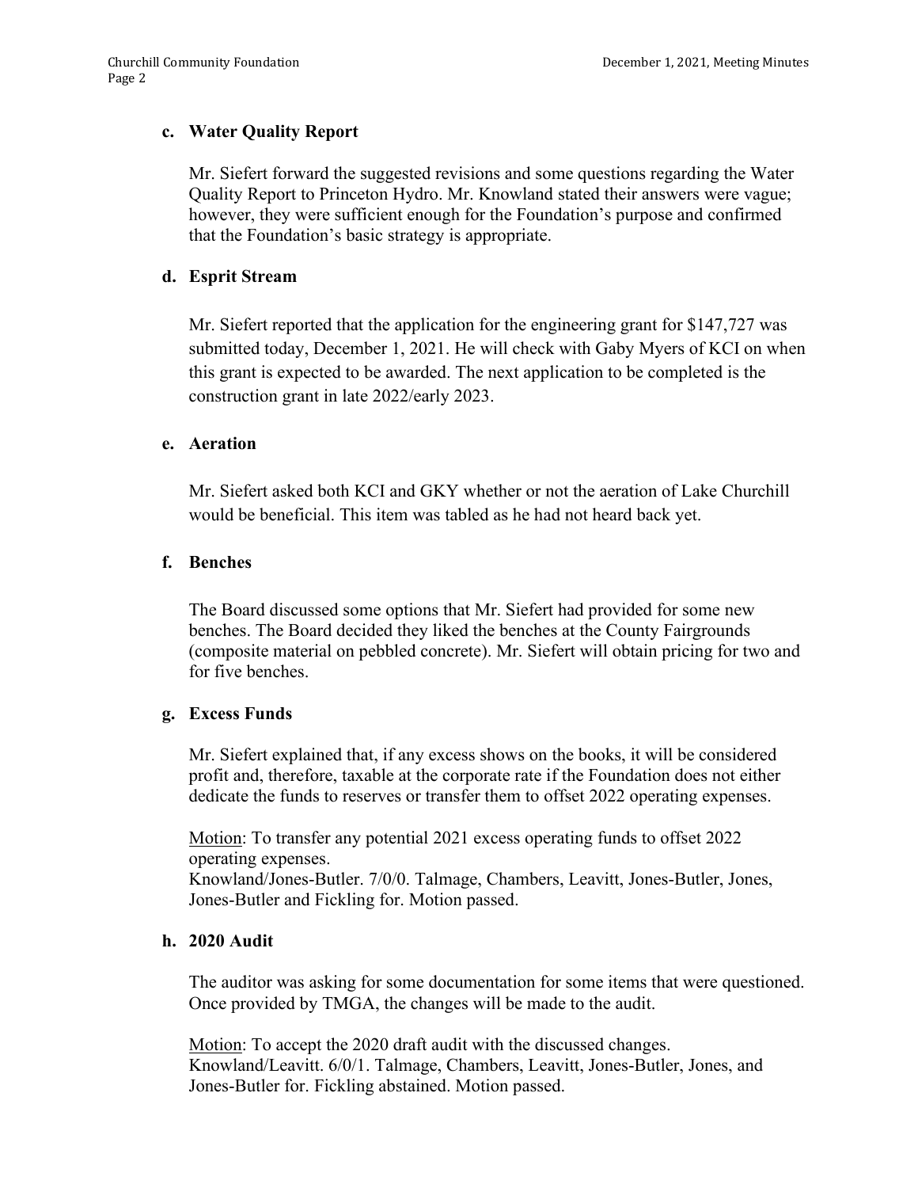**c. Water Quality Report**

Mr. Siefert forward the suggested revisions and some questions regarding the Water Quality Report to Princeton Hydro. Mr. Knowland stated their answers were vague; however, they were sufficient enough for the Foundation's purpose and confirmed that the Foundation's basic strategy is appropriate.

**d. Esprit Stream**

Mr. Siefert reported that the application for the engineering grant for $147,727 was submitted today, December 1, 2021. He will check with Gaby Myers of KCI on when this grant is expected to be awarded. The next application to be completed is the construction grant in late 2022/early 2023.

**e. Aeration**

Mr. Siefert asked both KCI and GKY whether or not the aeration of Lake Churchill would be beneficial. This item was tabled as he had not heard back yet.

**f. Benches**

The Board discussed some options that Mr. Siefert had provided for some new benches. The Board decided they liked the benches at the County Fairgrounds (composite material on pebbled concrete). Mr. Siefert will obtain pricing for two and for five benches.

**g. Excess Funds**

Mr. Siefert explained that, if any excess shows on the books, it will be considered profit and, therefore, taxable at the corporate rate if the Foundation does not either dedicate the funds to reserves or transfer them to offset 2022 operating expenses.

<u>Motion</u>: To transfer any potential 2021 excess operating funds to offset 2022 operating expenses.
Knowland/Jones-Butler. 7/0/0. Talmage, Chambers, Leavitt, Jones-Butler, Jones, Jones-Butler and Fickling for. Motion passed.

**h. 2020 Audit**

The auditor was asking for some documentation for some items that were questioned. Once provided by TMGA, the changes will be made to the audit.

<u>Motion</u>: To accept the 2020 draft audit with the discussed changes.
Knowland/Leavitt. 6/0/1. Talmage, Chambers, Leavitt, Jones-Butler, Jones, and Jones-Butler for. Fickling abstained. Motion passed.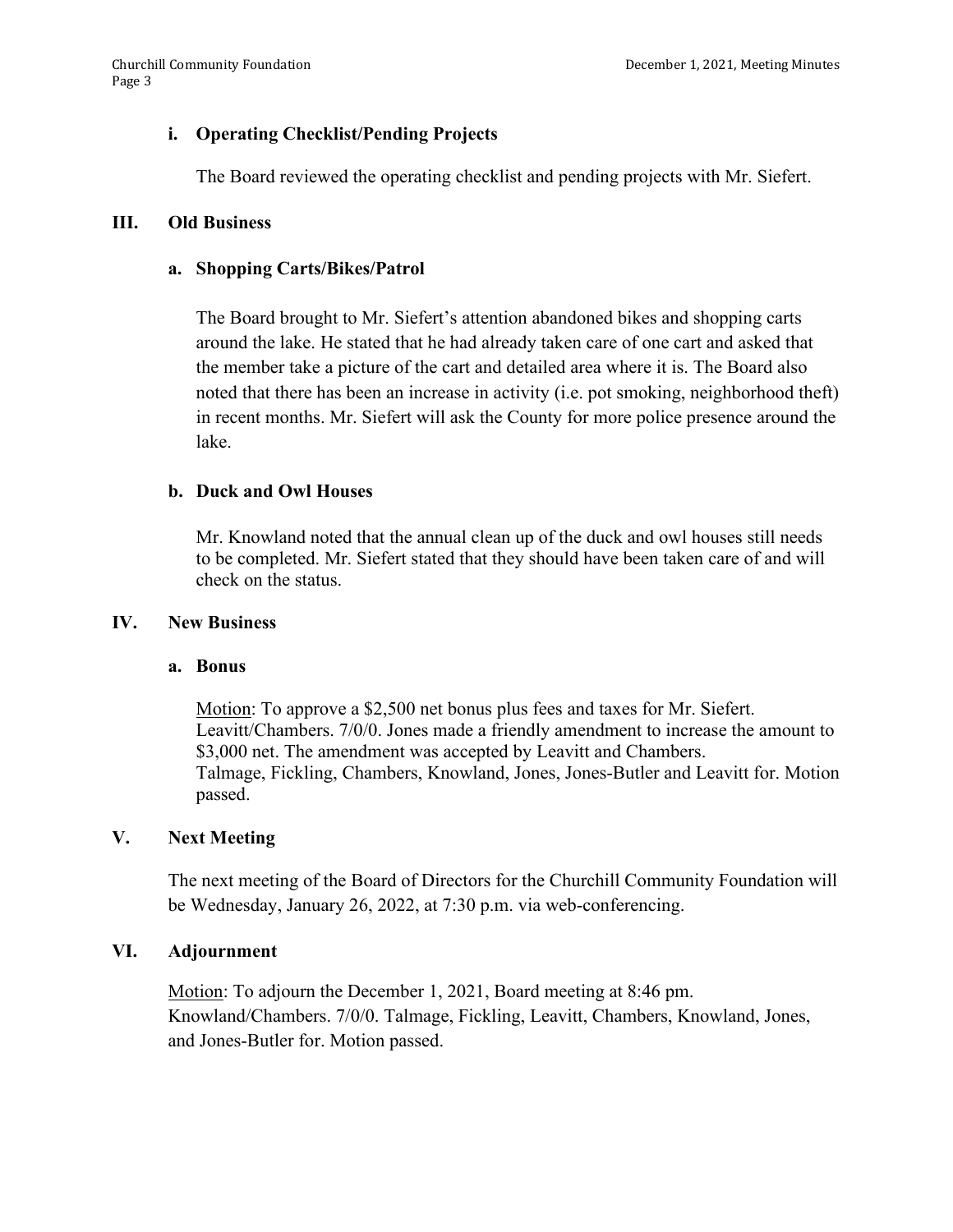### i. Operating Checklist/Pending Projects

The Board reviewed the operating checklist and pending projects with Mr. Siefert.

## III. Old Business

### a. Shopping Carts/Bikes/Patrol

The Board brought to Mr. Siefert's attention abandoned bikes and shopping carts around the lake. He stated that he had already taken care of one cart and asked that the member take a picture of the cart and detailed area where it is. The Board also noted that there has been an increase in activity (i.e. pot smoking, neighborhood theft) in recent months. Mr. Siefert will ask the County for more police presence around the lake.

### b. Duck and Owl Houses

Mr. Knowland noted that the annual clean up of the duck and owl houses still needs to be completed. Mr. Siefert stated that they should have been taken care of and will check on the status.

## IV. New Business

### a. Bonus

Motion: To approve a $2,500 net bonus plus fees and taxes for Mr. Siefert. Leavitt/Chambers. 7/0/0. Jones made a friendly amendment to increase the amount to $3,000 net. The amendment was accepted by Leavitt and Chambers. Talmage, Fickling, Chambers, Knowland, Jones, Jones-Butler and Leavitt for. Motion passed.

## V. Next Meeting

The next meeting of the Board of Directors for the Churchill Community Foundation will be Wednesday, January 26, 2022, at 7:30 p.m. via web-conferencing.

## VI. Adjournment

Motion: To adjourn the December 1, 2021, Board meeting at 8:46 pm. Knowland/Chambers. 7/0/0. Talmage, Fickling, Leavitt, Chambers, Knowland, Jones, and Jones-Butler for. Motion passed.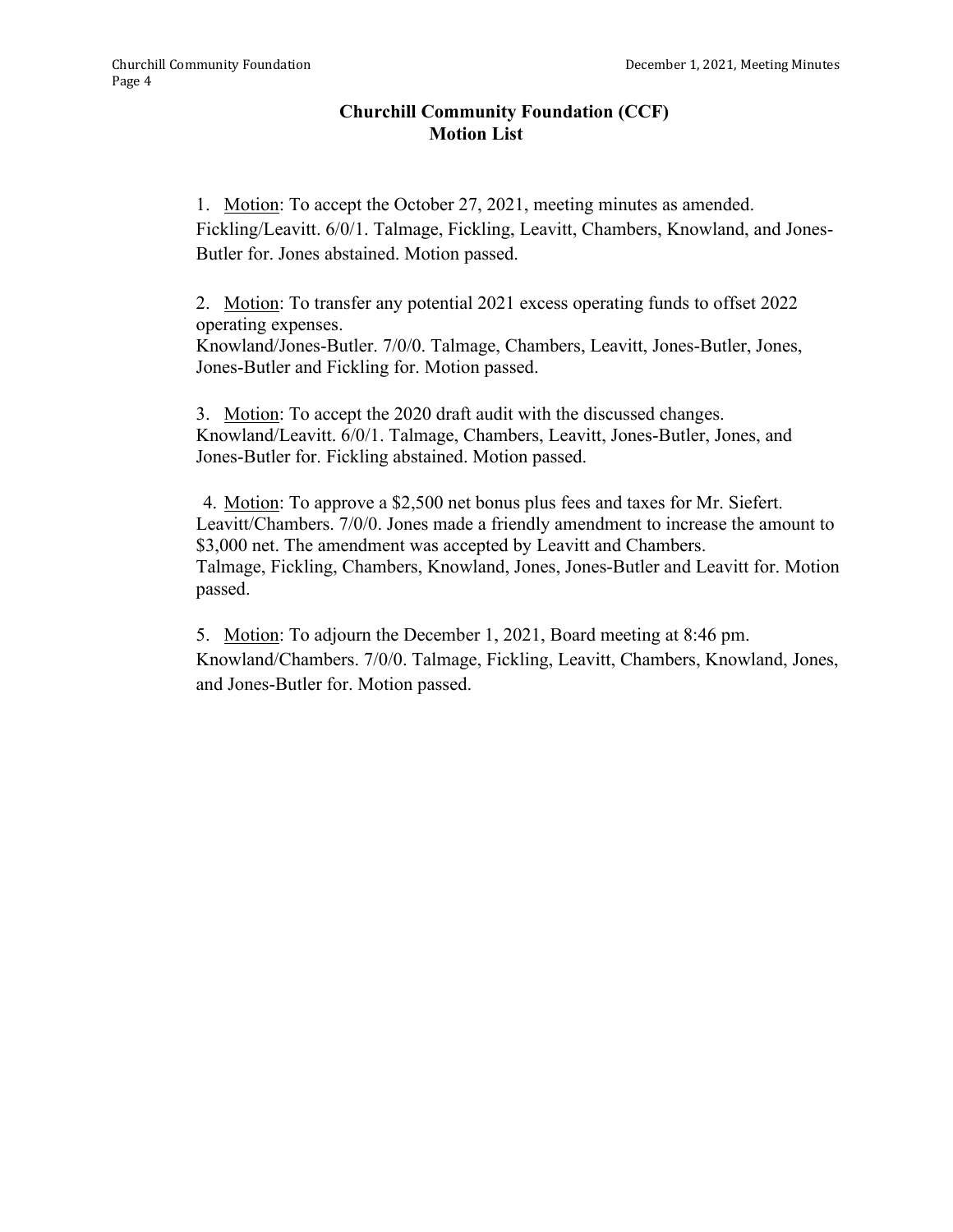**Churchill Community Foundation (CCF)**
**Motion List**

1. Motion: To accept the October 27, 2021, meeting minutes as amended. Fickling/Leavitt. 6/0/1. Talmage, Fickling, Leavitt, Chambers, Knowland, and Jones-Butler for. Jones abstained. Motion passed.

2. Motion: To transfer any potential 2021 excess operating funds to offset 2022 operating expenses.
Knowland/Jones-Butler. 7/0/0. Talmage, Chambers, Leavitt, Jones-Butler, Jones, Jones-Butler and Fickling for. Motion passed.

3. Motion: To accept the 2020 draft audit with the discussed changes.
Knowland/Leavitt. 6/0/1. Talmage, Chambers, Leavitt, Jones-Butler, Jones, and Jones-Butler for. Fickling abstained. Motion passed.

4. Motion: To approve a $2,500 net bonus plus fees and taxes for Mr. Siefert.
Leavitt/Chambers. 7/0/0. Jones made a friendly amendment to increase the amount to $3,000 net. The amendment was accepted by Leavitt and Chambers.
Talmage, Fickling, Chambers, Knowland, Jones, Jones-Butler and Leavitt for. Motion passed.

5. Motion: To adjourn the December 1, 2021, Board meeting at 8:46 pm.
Knowland/Chambers. 7/0/0. Talmage, Fickling, Leavitt, Chambers, Knowland, Jones, and Jones-Butler for. Motion passed.